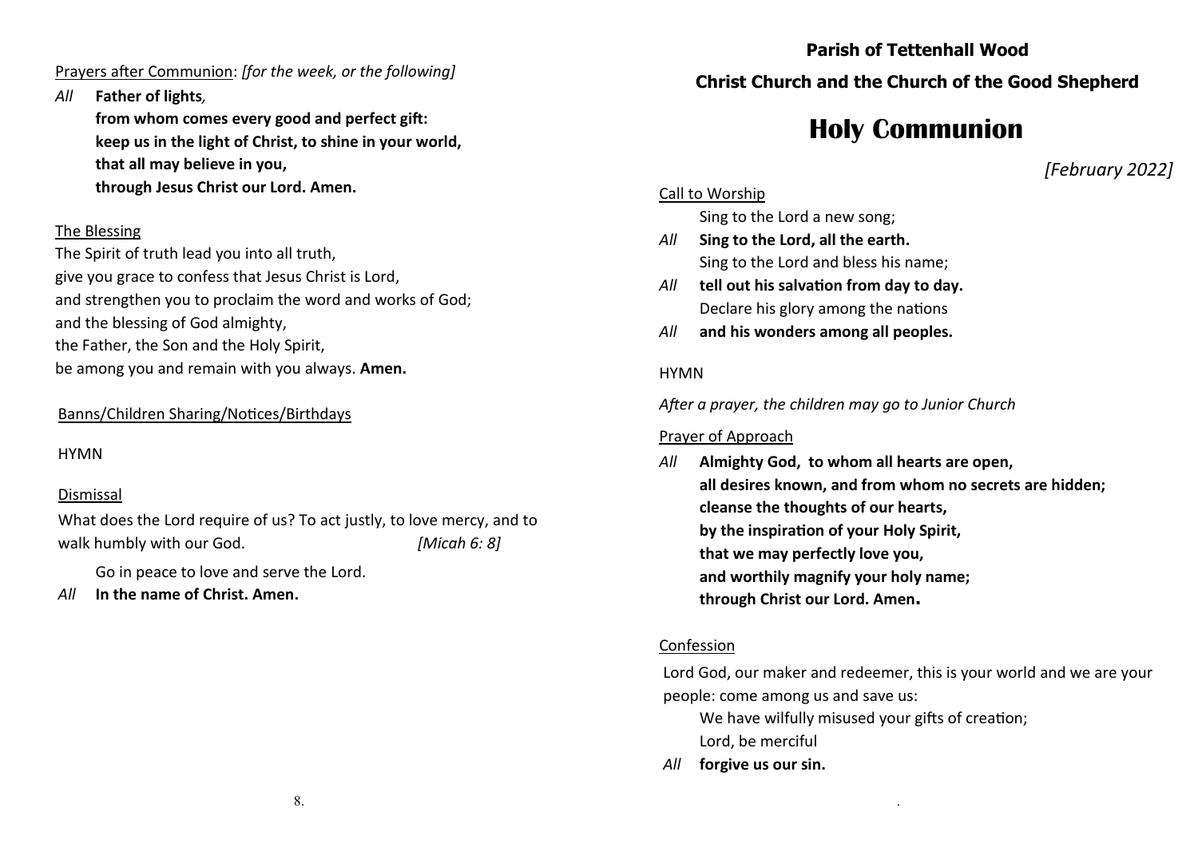Prayers after Communion: *[for the week, or the following]*

*All* **Father of lights*,*
**from whom comes every good and perfect gift:**
**keep us in the light of Christ, to shine in your world,**
**that all may believe in you,**
**through Jesus Christ our Lord. Amen.**

The Blessing

The Spirit of truth lead you into all truth,
give you grace to confess that Jesus Christ is Lord,
and strengthen you to proclaim the word and works of God;
and the blessing of God almighty,
the Father, the Son and the Holy Spirit,
be among you and remain with you always. **Amen.**

Banns/Children Sharing/Notices/Birthdays

HYMN

Dismissal

What does the Lord require of us? To act justly, to love mercy, and to walk humbly with our God. *[Micah 6: 8]*

Go in peace to love and serve the Lord.

*All* **In the name of Christ. Amen.**

**Parish of Tettenhall Wood**

**Christ Church and the Church of the Good Shepherd**

# Holy Communion

*[February 2022]*

Call to Worship

Sing to the Lord a new song;

*All* **Sing to the Lord, all the earth.**

Sing to the Lord and bless his name;

*All* **tell out his salvation from day to day.**

Declare his glory among the nations

*All* **and his wonders among all peoples.**

HYMN

*After a prayer, the children may go to Junior Church*

Prayer of Approach

*All* **Almighty God, to whom all hearts are open,**
**all desires known, and from whom no secrets are hidden;**
**cleanse the thoughts of our hearts,**
**by the inspiration of your Holy Spirit,**
**that we may perfectly love you,**
**and worthily magnify your holy name;**
**through Christ our Lord. Amen.**

Confession

Lord God, our maker and redeemer, this is your world and we are your people: come among us and save us:

We have wilfully misused your gifts of creation;
Lord, be merciful

*All* **forgive us our sin.**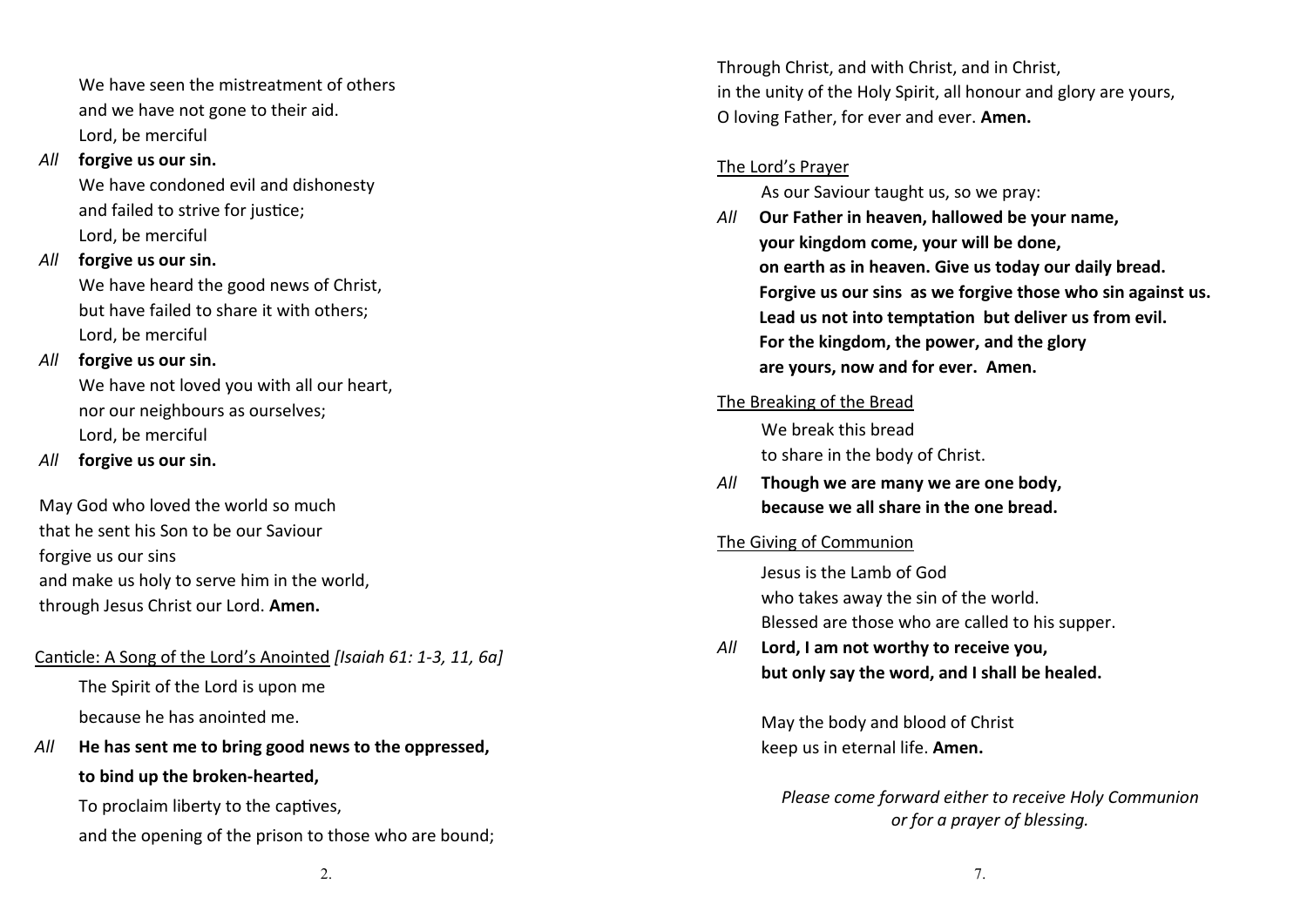We have seen the mistreatment of others
and we have not gone to their aid.
Lord, be merciful

*All* **forgive us our sin.**

We have condoned evil and dishonesty
and failed to strive for justice;
Lord, be merciful

*All* **forgive us our sin.**

We have heard the good news of Christ,
but have failed to share it with others;
Lord, be merciful

*All* **forgive us our sin.**

We have not loved you with all our heart,
nor our neighbours as ourselves;
Lord, be merciful

*All* **forgive us our sin.**

May God who loved the world so much
that he sent his Son to be our Saviour
forgive us our sins
and make us holy to serve him in the world,
through Jesus Christ our Lord. **Amen.**

<u>Canticle: A Song of the Lord's Anointed</u> *[Isaiah 61: 1-3, 11, 6a]*

The Spirit of the Lord is upon me
because he has anointed me.

*All* **He has sent me to bring good news to the oppressed,**
**to bind up the broken-hearted,**

To proclaim liberty to the captives,
and the opening of the prison to those who are bound;

Through Christ, and with Christ, and in Christ,
in the unity of the Holy Spirit, all honour and glory are yours,
O loving Father, for ever and ever. **Amen.**

<u>The Lord's Prayer</u>

As our Saviour taught us, so we pray:

*All* **Our Father in heaven, hallowed be your name,**
**your kingdom come, your will be done,**
**on earth as in heaven. Give us today our daily bread.**
**Forgive us our sins as we forgive those who sin against us.**
**Lead us not into temptation but deliver us from evil.**
**For the kingdom, the power, and the glory**
**are yours, now and for ever. Amen.**

<u>The Breaking of the Bread</u>

We break this bread
to share in the body of Christ.

*All* **Though we are many we are one body,**
**because we all share in the one bread.**

<u>The Giving of Communion</u>

Jesus is the Lamb of God
who takes away the sin of the world.
Blessed are those who are called to his supper.

*All* **Lord, I am not worthy to receive you,**
**but only say the word, and I shall be healed.**

May the body and blood of Christ
keep us in eternal life. **Amen.**

*Please come forward either to receive Holy Communion*
*or for a prayer of blessing.*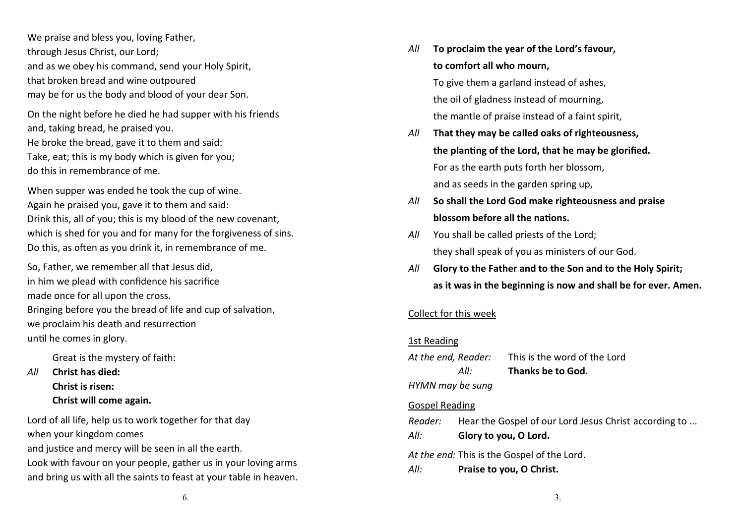We praise and bless you, loving Father,
through Jesus Christ, our Lord;
and as we obey his command, send your Holy Spirit,
that broken bread and wine outpoured
may be for us the body and blood of your dear Son.

On the night before he died he had supper with his friends
and, taking bread, he praised you.
He broke the bread, gave it to them and said:
Take, eat; this is my body which is given for you;
do this in remembrance of me.

When supper was ended he took the cup of wine.
Again he praised you, gave it to them and said:
Drink this, all of you; this is my blood of the new covenant,
which is shed for you and for many for the forgiveness of sins.
Do this, as often as you drink it, in remembrance of me.

So, Father, we remember all that Jesus did,
in him we plead with confidence his sacrifice
made once for all upon the cross.
Bringing before you the bread of life and cup of salvation,
we proclaim his death and resurrection
until he comes in glory.

Great is the mystery of faith:

*All* **Christ has died:**
**Christ is risen:**
**Christ will come again.**

Lord of all life, help us to work together for that day
when your kingdom comes
and justice and mercy will be seen in all the earth.
Look with favour on your people, gather us in your loving arms
and bring us with all the saints to feast at your table in heaven.

*All* **To proclaim the year of the Lord's favour,**
**to comfort all who mourn,**
To give them a garland instead of ashes,
the oil of gladness instead of mourning,
the mantle of praise instead of a faint spirit,

*All* **That they may be called oaks of righteousness,**
**the planting of the Lord, that he may be glorified.**
For as the earth puts forth her blossom,
and as seeds in the garden spring up,

*All* **So shall the Lord God make righteousness and praise**
**blossom before all the nations.**

*All* You shall be called priests of the Lord;
they shall speak of you as ministers of our God.

*All* **Glory to the Father and to the Son and to the Holy Spirit;**
**as it was in the beginning is now and shall be for ever. Amen.**

Collect for this week

1st Reading

*At the end, Reader:* This is the word of the Lord
*All:* **Thanks be to God.**

*HYMN may be sung*

Gospel Reading

*Reader:* Hear the Gospel of our Lord Jesus Christ according to ...
*All:* **Glory to you, O Lord.**

*At the end:* This is the Gospel of the Lord.
*All:* **Praise to you, O Christ.**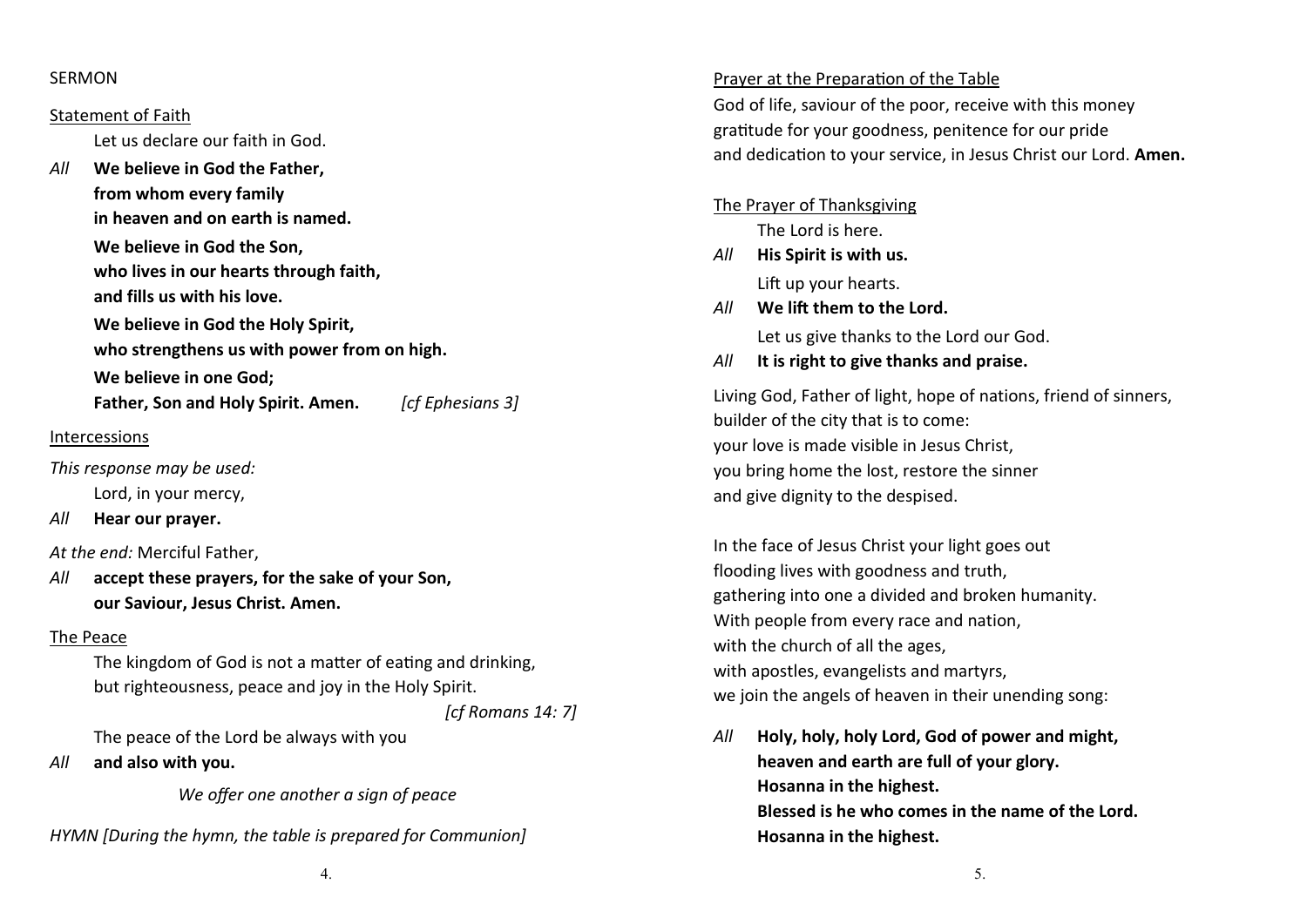SERMON

Statement of Faith

Let us declare our faith in God.

*All* **We believe in God the Father,**
**from whom every family**
**in heaven and on earth is named.**

**We believe in God the Son,**
**who lives in our hearts through faith,**
**and fills us with his love.**

**We believe in God the Holy Spirit,**
**who strengthens us with power from on high.**

**We believe in one God;**
**Father, Son and Holy Spirit. Amen.** *[cf Ephesians 3]*

Intercessions

*This response may be used:*

Lord, in your mercy,

*All* **Hear our prayer.**

*At the end:* Merciful Father,

*All* **accept these prayers, for the sake of your Son,**
**our Saviour, Jesus Christ. Amen.**

The Peace

The kingdom of God is not a matter of eating and drinking,
but righteousness, peace and joy in the Holy Spirit.

*[cf Romans 14: 7]*

The peace of the Lord be always with you

*All* **and also with you.**

*We offer one another a sign of peace*

*HYMN [During the hymn, the table is prepared for Communion]*

Prayer at the Preparation of the Table

God of life, saviour of the poor, receive with this money
gratitude for your goodness, penitence for our pride
and dedication to your service, in Jesus Christ our Lord. **Amen.**

The Prayer of Thanksgiving

The Lord is here.

*All* **His Spirit is with us.**

Lift up your hearts.

*All* **We lift them to the Lord.**

Let us give thanks to the Lord our God.

*All* **It is right to give thanks and praise.**

Living God, Father of light, hope of nations, friend of sinners,
builder of the city that is to come:
your love is made visible in Jesus Christ,
you bring home the lost, restore the sinner
and give dignity to the despised.

In the face of Jesus Christ your light goes out
flooding lives with goodness and truth,
gathering into one a divided and broken humanity.
With people from every race and nation,
with the church of all the ages,
with apostles, evangelists and martyrs,
we join the angels of heaven in their unending song:

*All* **Holy, holy, holy Lord, God of power and might,**
**heaven and earth are full of your glory.**
**Hosanna in the highest.**
**Blessed is he who comes in the name of the Lord.**
**Hosanna in the highest.**